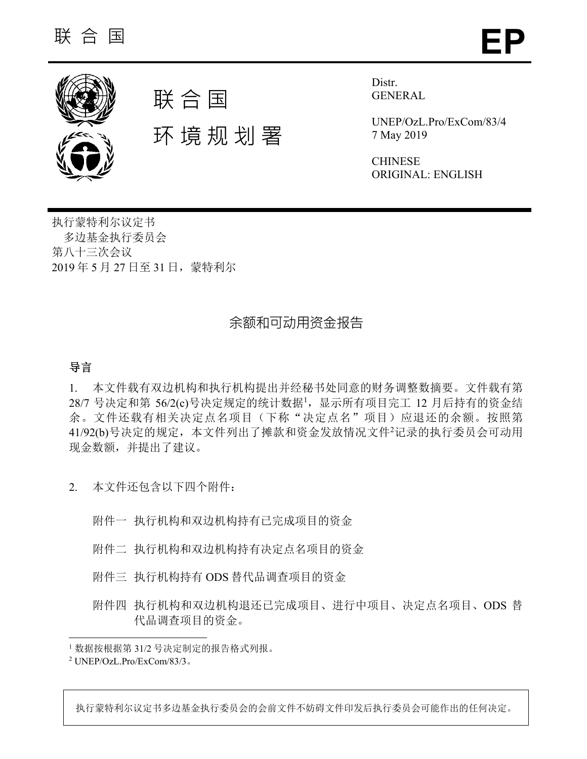联合国 **EP**

联合国
环境规划署

Distr.
GENERAL

UNEP/OzL.Pro/ExCom/83/4
7 May 2019

CHINESE
ORIGINAL: ENGLISH

执行蒙特利尔议定书
多边基金执行委员会
第八十三次会议
2019 年 5 月 27 日至 31 日，蒙特利尔

# 余额和可动用资金报告

## 导言

1. 本文件载有双边机构和执行机构提出并经秘书处同意的财务调整数摘要。文件载有第 28/7 号决定和第 56/2(c)号决定规定的统计数据[1]，显示所有项目完工 12 月后持有的资金结余。文件还载有相关决定点名项目（下称“决定点名”项目）应退还的余额。按照第 41/92(b)号决定的规定，本文件列出了摊款和资金发放情况文件[2]记录的执行委员会可动用现金数额，并提出了建议。

2. 本文件还包含以下四个附件：

附件一 执行机构和双边机构持有已完成项目的资金

附件二 执行机构和双边机构持有决定点名项目的资金

附件三 执行机构持有 ODS 替代品调查项目的资金

附件四 执行机构和双边机构退还已完成项目、进行中项目、决定点名项目、ODS 替代品调查项目的资金。

[1] 数据按根据第 31/2 号决定制定的报告格式列报。
[2] UNEP/OzL.Pro/ExCom/83/3。

执行蒙特利尔议定书多边基金执行委员会的会前文件不妨碍文件印发后执行委员会可能作出的任何决定。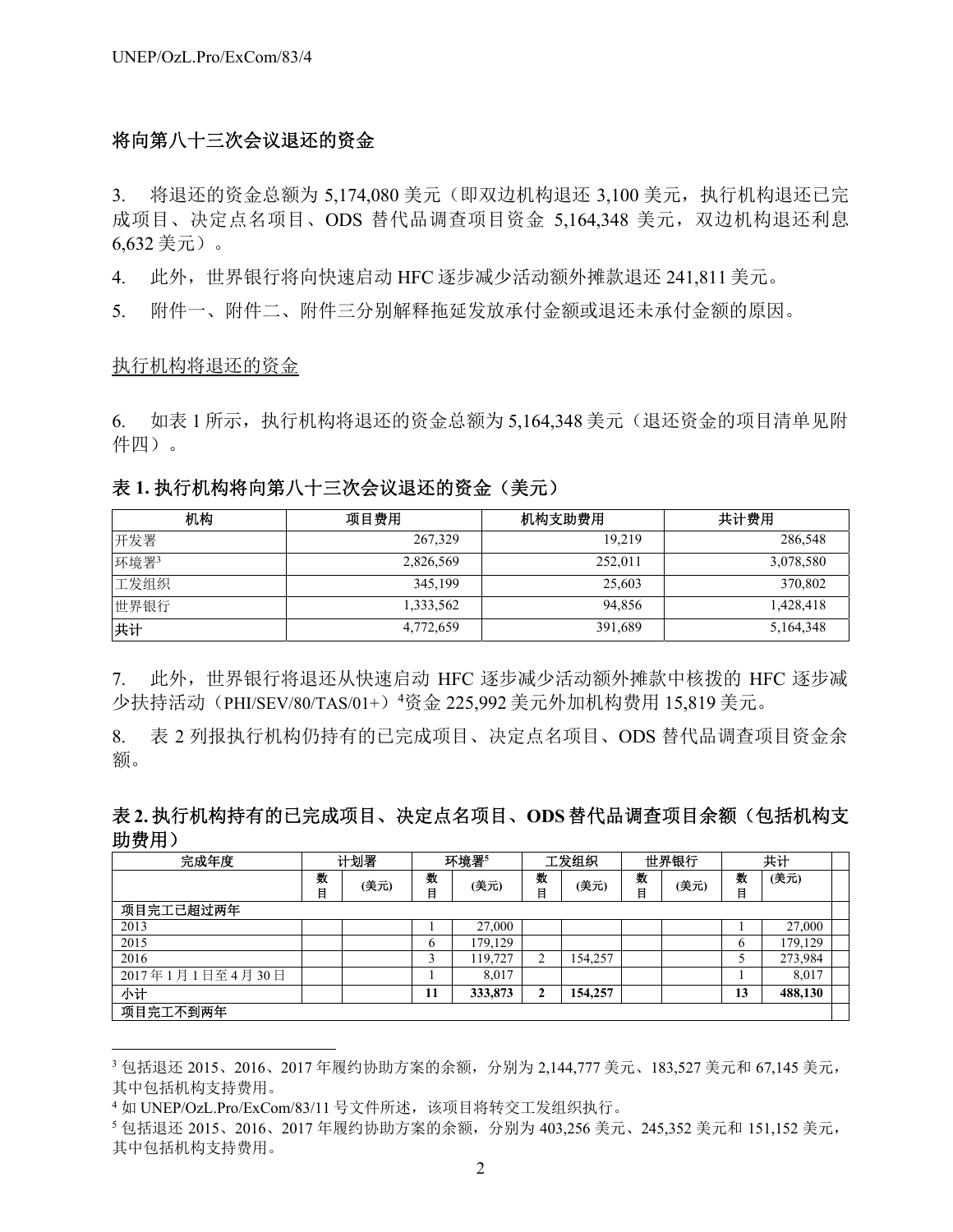## 将向第八十三次会议退还的资金

3. 将退还的资金总额为 5,174,080 美元（即双边机构退还 3,100 美元，执行机构退还已完成项目、决定点名项目、ODS 替代品调查项目资金 5,164,348 美元，双边机构退还利息 6,632 美元）。

4. 此外，世界银行将向快速启动 HFC 逐步减少活动额外摊款退还 241,811 美元。

5. 附件一、附件二、附件三分别解释拖延发放承付金额或退还未承付金额的原因。

### 执行机构将退还的资金

6. 如表 1 所示，执行机构将退还的资金总额为 5,164,348 美元（退还资金的项目清单见附件四）。

**表 1. 执行机构将向第八十三次会议退还的资金（美元）**

| 机构 | 项目费用 | 机构支助费用 | 共计费用 |
|---|---|---|---|
| 开发署 | 267,329 | 19,219 | 286,548 |
| 环境署[3] | 2,826,569 | 252,011 | 3,078,580 |
| 工发组织 | 345,199 | 25,603 | 370,802 |
| 世界银行 | 1,333,562 | 94,856 | 1,428,418 |
| 共计 | 4,772,659 | 391,689 | 5,164,348 |

7. 此外，世界银行将退还从快速启动 HFC 逐步减少活动额外摊款中核拨的 HFC 逐步减少扶持活动（PHI/SEV/80/TAS/01+）[4]资金 225,992 美元外加机构费用 15,819 美元。

8. 表 2 列报执行机构仍持有的已完成项目、决定点名项目、ODS 替代品调查项目资金余额。

**表 2. 执行机构持有的已完成项目、决定点名项目、ODS 替代品调查项目余额（包括机构支助费用）**

| 完成年度 | 计划署 | | 环境署[5] | | 工发组织 | | 世界银行 | | 共计 | |
|---|---|---|---|---|---|---|---|---|---|---|
| | 数目 | (美元) | 数目 | (美元) | 数目 | (美元) | 数目 | (美元) | 数目 | (美元) |
| 项目完工已超过两年 | | | | | | | | | | |
| 2013 | | | 1 | 27,000 | | | | | 1 | 27,000 |
| 2015 | | | 6 | 179,129 | | | | | 6 | 179,129 |
| 2016 | | | 3 | 119,727 | 2 | 154,257 | | | 5 | 273,984 |
| 2017 年 1 月 1 日至 4 月 30 日 | | | 1 | 8,017 | | | | | 1 | 8,017 |
| 小计 | | | **11** | **333,873** | **2** | **154,257** | | | **13** | **488,130** |
| 项目完工不到两年 | | | | | | | | | | |

[3] 包括退还 2015、2016、2017 年履约协助方案的余额，分别为 2,144,777 美元、183,527 美元和 67,145 美元，其中包括机构支持费用。

[4] 如 UNEP/OzL.Pro/ExCom/83/11 号文件所述，该项目将转交工发组织执行。

[5] 包括退还 2015、2016、2017 年履约协助方案的余额，分别为 403,256 美元、245,352 美元和 151,152 美元，其中包括机构支持费用。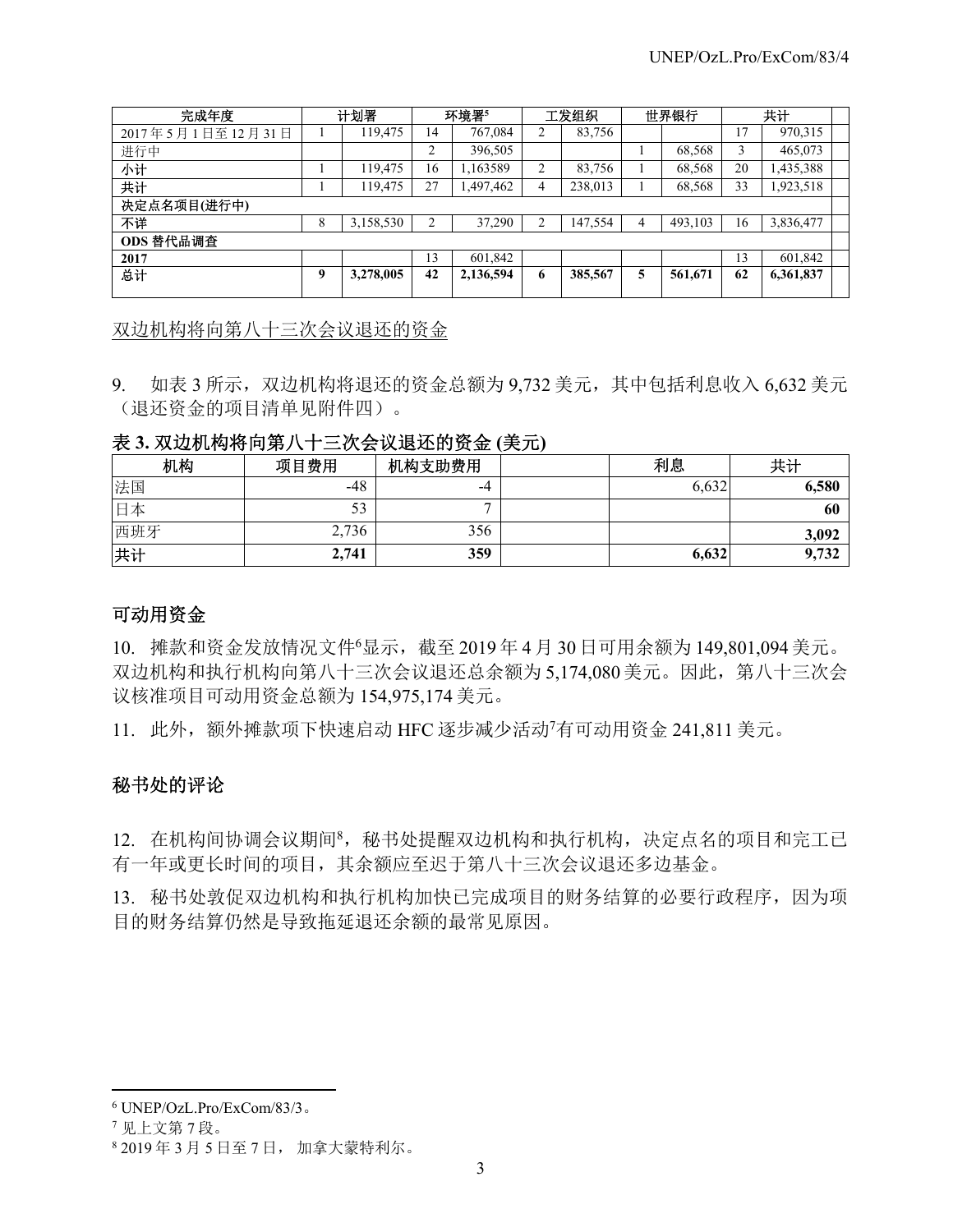| 完成年度 | 计划署 | | 环境署[5] | | 工发组织 | | 世界银行 | | 共计 | |
|---|---|---|---|---|---|---|---|---|---|---|
| 2017 年 5 月 1 日至 12 月 31 日 | 1 | 119,475 | 14 | 767,084 | 2 | 83,756 | | | 17 | 970,315 |
| 进行中 | | | 2 | 396,505 | | | 1 | 68,568 | 3 | 465,073 |
| **小计** | 1 | 119,475 | 16 | 1,163589 | 2 | 83,756 | 1 | 68,568 | 20 | 1,435,388 |
| **共计** | 1 | 119,475 | 27 | 1,497,462 | 4 | 238,013 | 1 | 68,568 | 33 | 1,923,518 |
| **决定点名项目(进行中)** | | | | | | | | | | |
| **不详** | 8 | 3,158,530 | 2 | 37,290 | 2 | 147,554 | 4 | 493,103 | 16 | 3,836,477 |
| **ODS 替代品调查** | | | | | | | | | | |
| **2017** | | | 13 | 601,842 | | | | | 13 | 601,842 |
| **总计** | **9** | **3,278,005** | **42** | **2,136,594** | **6** | **385,567** | **5** | **561,671** | **62** | **6,361,837** |

双边机构将向第八十三次会议退还的资金

9. 如表 3 所示，双边机构将退还的资金总额为 9,732 美元，其中包括利息收入 6,632 美元（退还资金的项目清单见附件四）。

**表 3. 双边机构将向第八十三次会议退还的资金 (美元)**

| 机构 | 项目费用 | 机构支助费用 | | 利息 | 共计 |
|---|---|---|---|---|---|
| 法国 | -48 | -4 | | 6,632 | **6,580** |
| 日本 | 53 | 7 | | | **60** |
| 西班牙 | 2,736 | 356 | | | **3,092** |
| 共计 | **2,741** | **359** | | **6,632** | **9,732** |

## 可动用资金

10. 摊款和资金发放情况文件[6]显示，截至 2019 年 4 月 30 日可用余额为 149,801,094 美元。双边机构和执行机构向第八十三次会议退还总余额为 5,174,080 美元。因此，第八十三次会议核准项目可动用资金总额为 154,975,174 美元。

11. 此外，额外摊款项下快速启动 HFC 逐步减少活动[7]有可动用资金 241,811 美元。

## 秘书处的评论

12. 在机构间协调会议期间[8]，秘书处提醒双边机构和执行机构，决定点名的项目和完工已有一年或更长时间的项目，其余额应至迟于第八十三次会议退还多边基金。

13. 秘书处敦促双边机构和执行机构加快已完成项目的财务结算的必要行政程序，因为项目的财务结算仍然是导致拖延退还余额的最常见原因。

---

[6] UNEP/OzL.Pro/ExCom/83/3。

[7] 见上文第 7 段。

[8] 2019 年 3 月 5 日至 7 日， 加拿大蒙特利尔。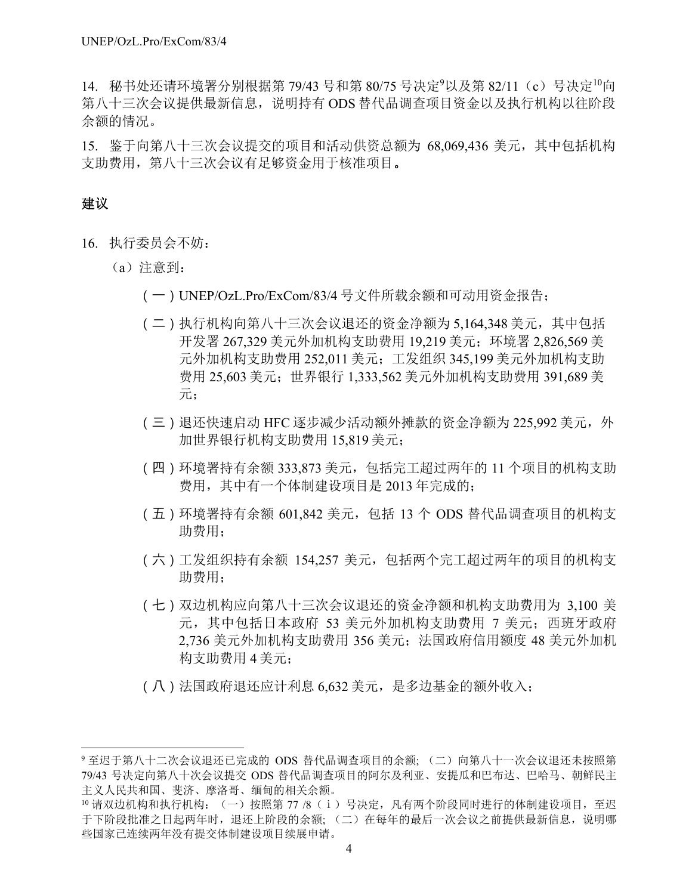14. 秘书处还请环境署分别根据第 79/43 号和第 80/75 号决定[9]以及第 82/11（c）号决定[10]向第八十三次会议提供最新信息，说明持有 ODS 替代品调查项目资金以及执行机构以往阶段余额的情况。

15. 鉴于向第八十三次会议提交的项目和活动供资总额为 68,069,436 美元，其中包括机构支助费用，第八十三次会议有足够资金用于核准项目。

## 建议

16. 执行委员会不妨：

（a）注意到：

（一）UNEP/OzL.Pro/ExCom/83/4 号文件所载余额和可动用资金报告；

（二）执行机构向第八十三次会议退还的资金净额为 5,164,348 美元，其中包括开发署 267,329 美元外加机构支助费用 19,219 美元；环境署 2,826,569 美元外加机构支助费用 252,011 美元；工发组织 345,199 美元外加机构支助费用 25,603 美元；世界银行 1,333,562 美元外加机构支助费用 391,689 美元；

（三）退还快速启动 HFC 逐步减少活动额外摊款的资金净额为 225,992 美元，外加世界银行机构支助费用 15,819 美元；

（四）环境署持有余额 333,873 美元，包括完工超过两年的 11 个项目的机构支助费用，其中有一个体制建设项目是 2013 年完成的；

（五）环境署持有余额 601,842 美元，包括 13 个 ODS 替代品调查项目的机构支助费用；

（六）工发组织持有余额 154,257 美元，包括两个完工超过两年的项目的机构支助费用；

（七）双边机构应向第八十三次会议退还的资金净额和机构支助费用为 3,100 美元，其中包括日本政府 53 美元外加机构支助费用 7 美元；西班牙政府 2,736 美元外加机构支助费用 356 美元；法国政府信用额度 48 美元外加机构支助费用 4 美元；

（八）法国政府退还应计利息 6,632 美元，是多边基金的额外收入；

---

[9] 至迟于第八十二次会议退还已完成的 ODS 替代品调查项目的余额；（二）向第八十一次会议退还未按照第 79/43 号决定向第八十次会议提交 ODS 替代品调查项目的阿尔及利亚、安提瓜和巴布达、巴哈马、朝鲜民主主义人民共和国、斐济、摩洛哥、缅甸的相关余额。

[10] 请双边机构和执行机构：（一）按照第 77 /8（ｉ）号决定，凡有两个阶段同时进行的体制建设项目，至迟于下阶段批准之日起两年时，退还上阶段的余额；（二）在每年的最后一次会议之前提供最新信息，说明哪些国家已连续两年没有提交体制建设项目续展申请。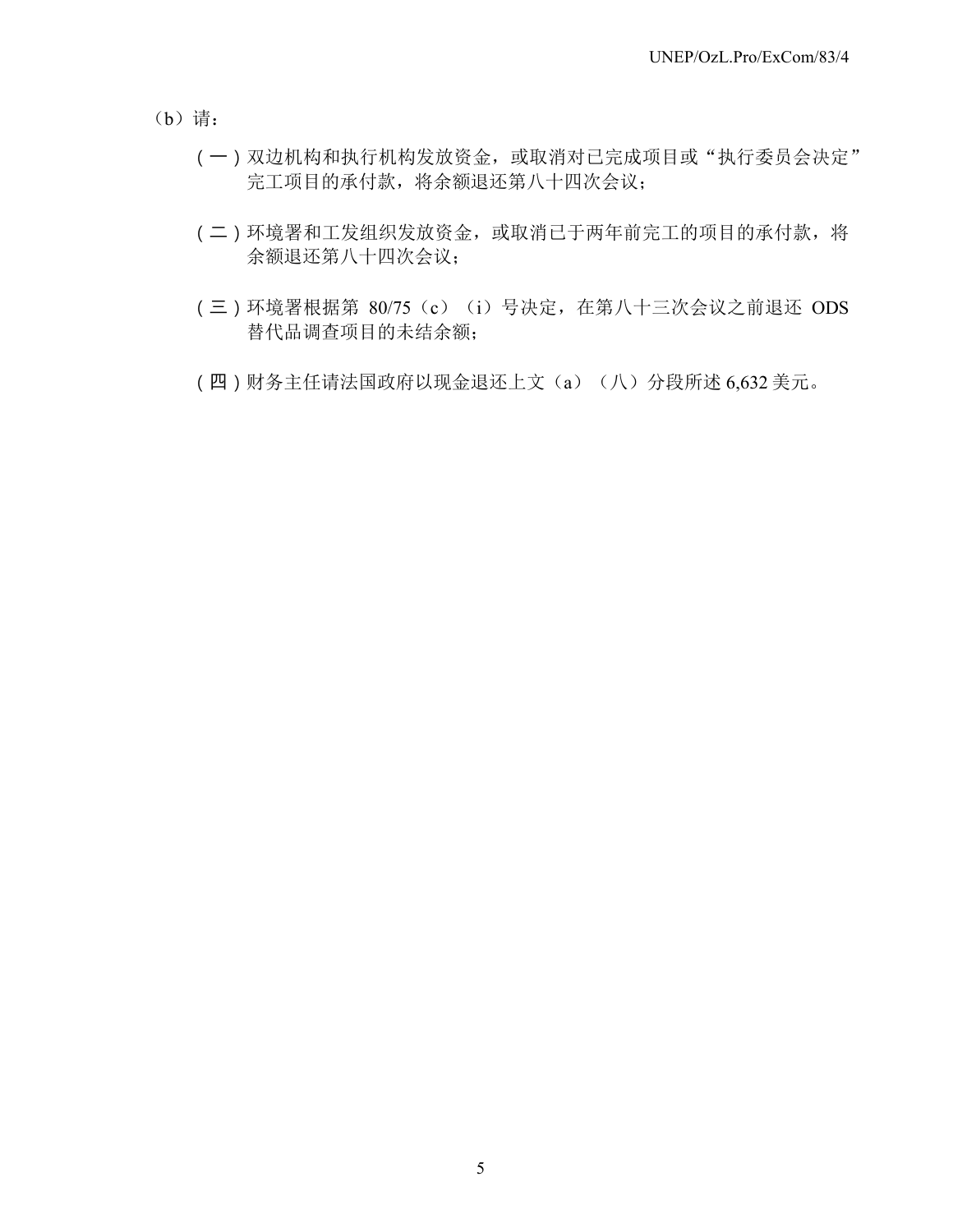（b）请：

（一）双边机构和执行机构发放资金，或取消对已完成项目或“执行委员会决定”完工项目的承付款，将余额退还第八十四次会议；

（二）环境署和工发组织发放资金，或取消已于两年前完工的项目的承付款，将余额退还第八十四次会议；

（三）环境署根据第 80/75（c）（i）号决定，在第八十三次会议之前退还 ODS 替代品调查项目的未结余额；

（四）财务主任请法国政府以现金退还上文（a）（八）分段所述 6,632 美元。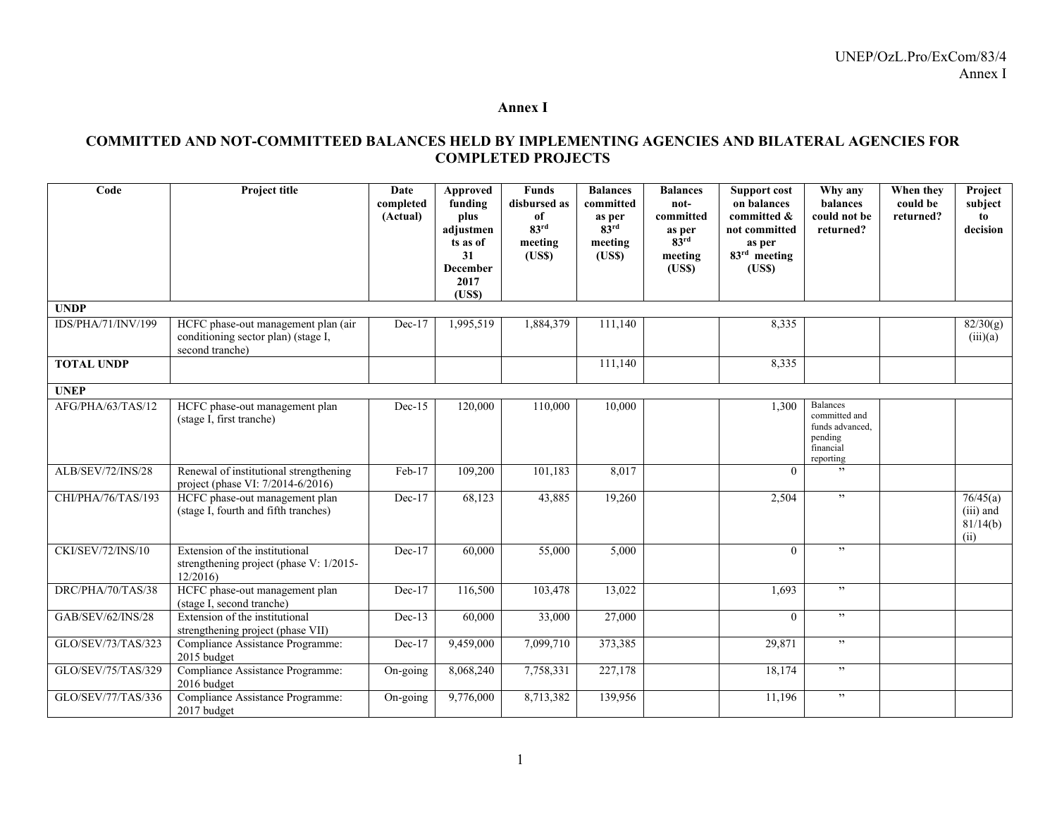# Annex I

## COMMITTED AND NOT-COMMITTEED BALANCES HELD BY IMPLEMENTING AGENCIES AND BILATERAL AGENCIES FOR COMPLETED PROJECTS

| Code | Project title | Date completed (Actual) | Approved funding plus adjustments as of 31 December 2017 (US$) | Funds disbursed as of 83rd meeting (US$) | Balances committed as per 83rd meeting (US$) | Balances not-committed as per 83rd meeting (US$) | Support cost on balances committed & not committed as per 83rd meeting (US$) | Why any balances could not be returned? | When they could be returned? | Project subject to decision |
|---|---|---|---|---|---|---|---|---|---|---|
| **UNDP** | | | | | | | | | | |
| IDS/PHA/71/INV/199 | HCFC phase-out management plan (air conditioning sector plan) (stage I, second tranche) | Dec-17 | 1,995,519 | 1,884,379 | 111,140 | | 8,335 | | | 82/30(g)(iii)(a) |
| **TOTAL UNDP** | | | | | 111,140 | | 8,335 | | | |
| **UNEP** | | | | | | | | | | |
| AFG/PHA/63/TAS/12 | HCFC phase-out management plan (stage I, first tranche) | Dec-15 | 120,000 | 110,000 | 10,000 | | 1,300 | Balances committed and funds advanced, pending financial reporting | | |
| ALB/SEV/72/INS/28 | Renewal of institutional strengthening project (phase VI: 7/2014-6/2016) | Feb-17 | 109,200 | 101,183 | 8,017 | | 0 | " | | |
| CHI/PHA/76/TAS/193 | HCFC phase-out management plan (stage I, fourth and fifth tranches) | Dec-17 | 68,123 | 43,885 | 19,260 | | 2,504 | " | | 76/45(a)(iii) and 81/14(b)(ii) |
| CKI/SEV/72/INS/10 | Extension of the institutional strengthening project (phase V: 1/2015-12/2016) | Dec-17 | 60,000 | 55,000 | 5,000 | | 0 | " | | |
| DRC/PHA/70/TAS/38 | HCFC phase-out management plan (stage I, second tranche) | Dec-17 | 116,500 | 103,478 | 13,022 | | 1,693 | " | | |
| GAB/SEV/62/INS/28 | Extension of the institutional strengthening project (phase VII) | Dec-13 | 60,000 | 33,000 | 27,000 | | 0 | " | | |
| GLO/SEV/73/TAS/323 | Compliance Assistance Programme: 2015 budget | Dec-17 | 9,459,000 | 7,099,710 | 373,385 | | 29,871 | " | | |
| GLO/SEV/75/TAS/329 | Compliance Assistance Programme: 2016 budget | On-going | 8,068,240 | 7,758,331 | 227,178 | | 18,174 | " | | |
| GLO/SEV/77/TAS/336 | Compliance Assistance Programme: 2017 budget | On-going | 9,776,000 | 8,713,382 | 139,956 | | 11,196 | " | | |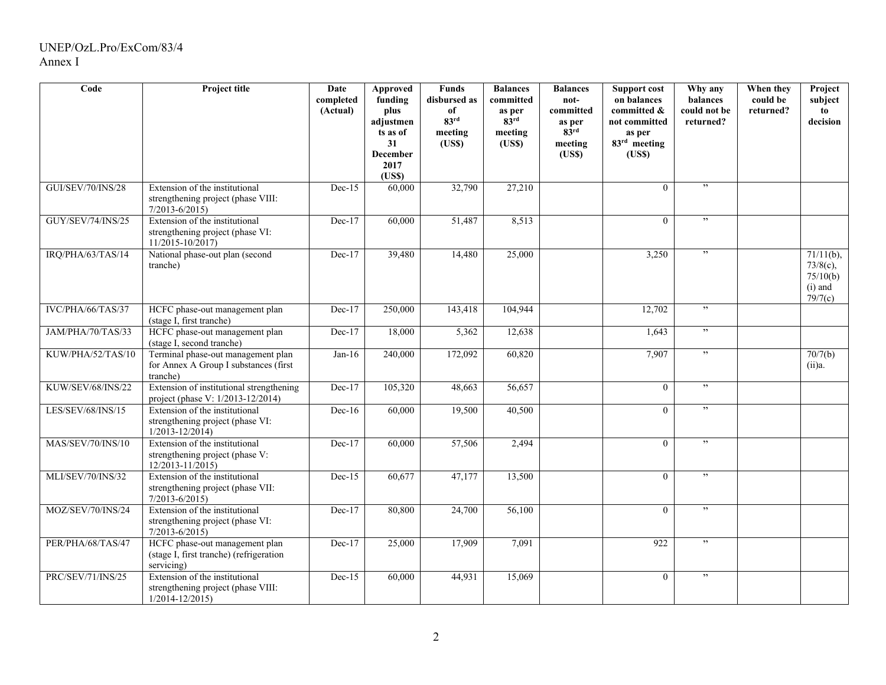| Code | Project title | Date completed (Actual) | Approved funding plus adjustments as of 31 December 2017 (US$) | Funds disbursed as of 83rd meeting (US$) | Balances committed as per 83rd meeting (US$) | Balances not-committed as per 83rd meeting (US$) | Support cost on balances committed & not committed as per 83rd meeting (US$) | Why any balances could not be returned? | When they could be returned? | Project subject to decision |
|---|---|---|---|---|---|---|---|---|---|---|
| GUI/SEV/70/INS/28 | Extension of the institutional strengthening project (phase VIII: 7/2013-6/2015) | Dec-15 | 60,000 | 32,790 | 27,210 | | 0 | ” | | |
| GUY/SEV/74/INS/25 | Extension of the institutional strengthening project (phase VI: 11/2015-10/2017) | Dec-17 | 60,000 | 51,487 | 8,513 | | 0 | ” | | |
| IRQ/PHA/63/TAS/14 | National phase-out plan (second tranche) | Dec-17 | 39,480 | 14,480 | 25,000 | | 3,250 | ” | | 71/11(b), 73/8(c), 75/10(b)(i) and 79/7(c) |
| IVC/PHA/66/TAS/37 | HCFC phase-out management plan (stage I, first tranche) | Dec-17 | 250,000 | 143,418 | 104,944 | | 12,702 | ” | | |
| JAM/PHA/70/TAS/33 | HCFC phase-out management plan (stage I, second tranche) | Dec-17 | 18,000 | 5,362 | 12,638 | | 1,643 | ” | | |
| KUW/PHA/52/TAS/10 | Terminal phase-out management plan for Annex A Group I substances (first tranche) | Jan-16 | 240,000 | 172,092 | 60,820 | | 7,907 | ” | | 70/7(b)(ii)a. |
| KUW/SEV/68/INS/22 | Extension of institutional strengthening project (phase V: 1/2013-12/2014) | Dec-17 | 105,320 | 48,663 | 56,657 | | 0 | ” | | |
| LES/SEV/68/INS/15 | Extension of the institutional strengthening project (phase VI: 1/2013-12/2014) | Dec-16 | 60,000 | 19,500 | 40,500 | | 0 | ” | | |
| MAS/SEV/70/INS/10 | Extension of the institutional strengthening project (phase V: 12/2013-11/2015) | Dec-17 | 60,000 | 57,506 | 2,494 | | 0 | ” | | |
| MLI/SEV/70/INS/32 | Extension of the institutional strengthening project (phase VII: 7/2013-6/2015) | Dec-15 | 60,677 | 47,177 | 13,500 | | 0 | ” | | |
| MOZ/SEV/70/INS/24 | Extension of the institutional strengthening project (phase VI: 7/2013-6/2015) | Dec-17 | 80,800 | 24,700 | 56,100 | | 0 | ” | | |
| PER/PHA/68/TAS/47 | HCFC phase-out management plan (stage I, first tranche) (refrigeration servicing) | Dec-17 | 25,000 | 17,909 | 7,091 | | 922 | ” | | |
| PRC/SEV/71/INS/25 | Extension of the institutional strengthening project (phase VIII: 1/2014-12/2015) | Dec-15 | 60,000 | 44,931 | 15,069 | | 0 | ” | | |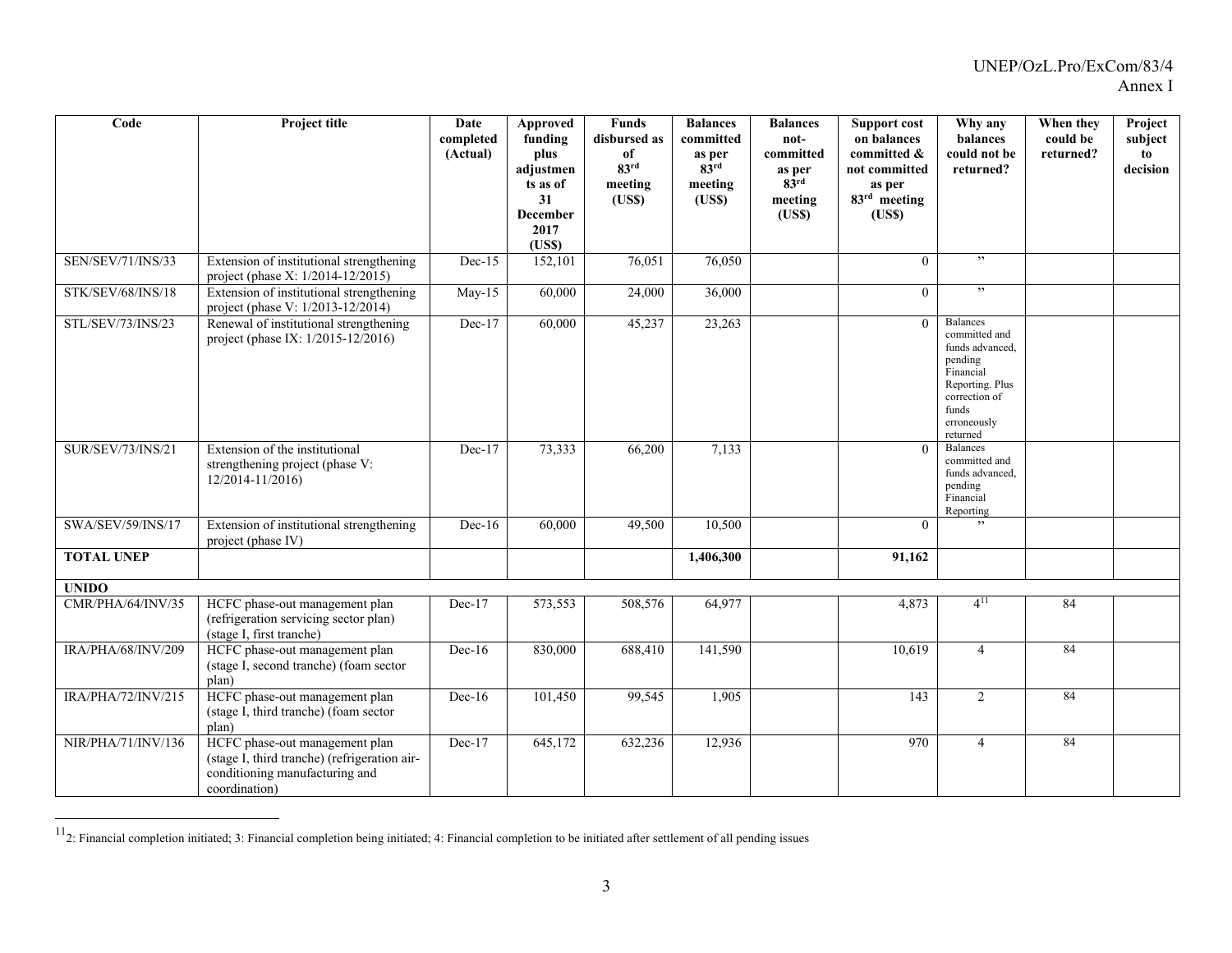| Code | Project title | Date completed (Actual) | Approved funding plus adjustments as of 31 December 2017 (US$) | Funds disbursed as of 83rd meeting (US$) | Balances committed as per 83rd meeting (US$) | Balances not-committed as per 83rd meeting (US$) | Support cost on balances committed & not committed as per 83rd meeting (US$) | Why any balances could not be returned? | When they could be returned? | Project subject to decision |
|---|---|---|---|---|---|---|---|---|---|---|
| SEN/SEV/71/INS/33 | Extension of institutional strengthening project (phase X: 1/2014-12/2015) | Dec-15 | 152,101 | 76,051 | 76,050 | | 0 | " | | |
| STK/SEV/68/INS/18 | Extension of institutional strengthening project (phase V: 1/2013-12/2014) | May-15 | 60,000 | 24,000 | 36,000 | | 0 | " | | |
| STL/SEV/73/INS/23 | Renewal of institutional strengthening project (phase IX: 1/2015-12/2016) | Dec-17 | 60,000 | 45,237 | 23,263 | | 0 | Balances committed and funds advanced, pending Financial Reporting. Plus correction of funds erroneously returned | | |
| SUR/SEV/73/INS/21 | Extension of the institutional strengthening project (phase V: 12/2014-11/2016) | Dec-17 | 73,333 | 66,200 | 7,133 | | 0 | Balances committed and funds advanced, pending Financial Reporting | | |
| SWA/SEV/59/INS/17 | Extension of institutional strengthening project (phase IV) | Dec-16 | 60,000 | 49,500 | 10,500 | | 0 | " | | |
| **TOTAL UNEP** | | | | | **1,406,300** | | **91,162** | | | |
| **UNIDO** | | | | | | | | | | |
| CMR/PHA/64/INV/35 | HCFC phase-out management plan (refrigeration servicing sector plan) (stage I, first tranche) | Dec-17 | 573,553 | 508,576 | 64,977 | | 4,873 | 4[11] | 84 | |
| IRA/PHA/68/INV/209 | HCFC phase-out management plan (stage I, second tranche) (foam sector plan) | Dec-16 | 830,000 | 688,410 | 141,590 | | 10,619 | 4 | 84 | |
| IRA/PHA/72/INV/215 | HCFC phase-out management plan (stage I, third tranche) (foam sector plan) | Dec-16 | 101,450 | 99,545 | 1,905 | | 143 | 2 | 84 | |
| NIR/PHA/71/INV/136 | HCFC phase-out management plan (stage I, third tranche) (refrigeration air-conditioning manufacturing and coordination) | Dec-17 | 645,172 | 632,236 | 12,936 | | 970 | 4 | 84 | |

[11] 2: Financial completion initiated; 3: Financial completion being initiated; 4: Financial completion to be initiated after settlement of all pending issues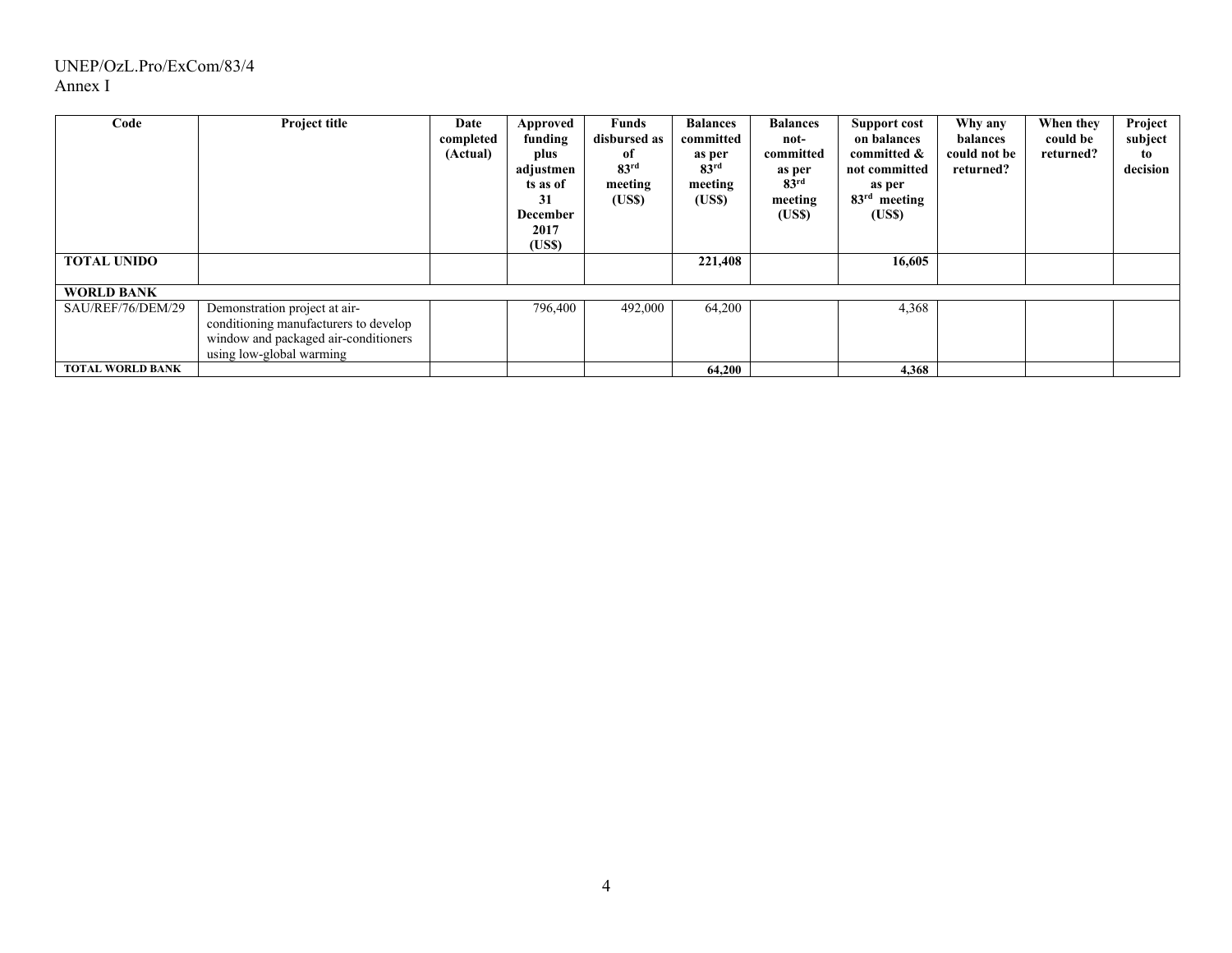| Code | Project title | Date completed (Actual) | Approved funding plus adjustments as of 31 December 2017 (US$) | Funds disbursed as of 83rd meeting (US$) | Balances committed as per 83rd meeting (US$) | Balances not-committed as per 83rd meeting (US$) | Support cost on balances committed & not committed as per 83rd meeting (US$) | Why any balances could not be returned? | When they could be returned? | Project subject to decision |
|---|---|---|---|---|---|---|---|---|---|---|
| **TOTAL UNIDO** | | | | | **221,408** | | **16,605** | | | |
| **WORLD BANK** | | | | | | | | | | |
| SAU/REF/76/DEM/29 | Demonstration project at air-conditioning manufacturers to develop window and packaged air-conditioners using low-global warming | | 796,400 | 492,000 | 64,200 | | 4,368 | | | |
| **TOTAL WORLD BANK** | | | | | **64,200** | | **4,368** | | | |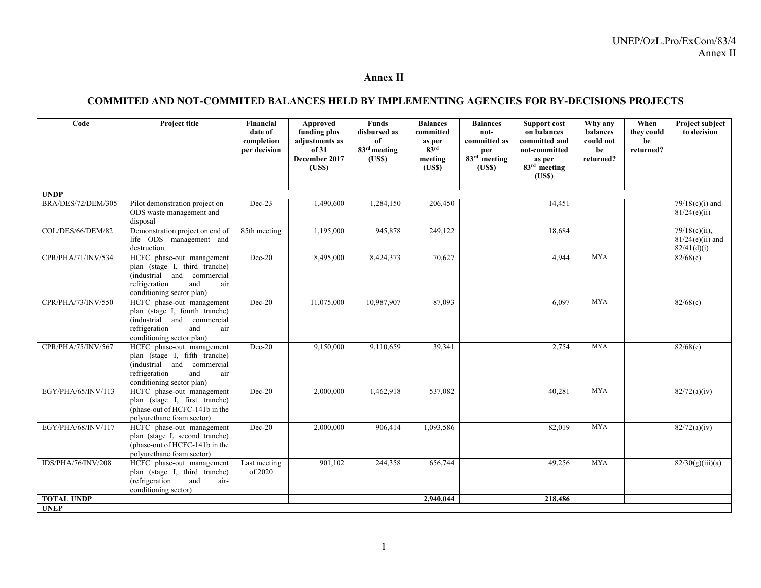## Annex II

## COMMITED AND NOT-COMMITED BALANCES HELD BY IMPLEMENTING AGENCIES FOR BY-DECISIONS PROJECTS

| Code | Project title | Financial date of completion per decision | Approved funding plus adjustments as of 31 December 2017 (US$) | Funds disbursed as of 83rd meeting (US$) | Balances committed as per 83rd meeting (US$) | Balances not-committed as per 83rd meeting (US$) | Support cost on balances committed and not-committed as per 83rd meeting (US$) | Why any balances could not be returned? | When they could be returned? | Project subject to decision |
|---|---|---|---|---|---|---|---|---|---|---|
| **UNDP** | | | | | | | | | | |
| BRA/DES/72/DEM/305 | Pilot demonstration project on ODS waste management and disposal | Dec-23 | 1,490,600 | 1,284,150 | 206,450 | | 14,451 | | | 79/18(c)(i) and 81/24(e)(ii) |
| COL/DES/66/DEM/82 | Demonstration project on end of life ODS management and destruction | 85th meeting | 1,195,000 | 945,878 | 249,122 | | 18,684 | | | 79/18(c)(ii), 81/24(e)(ii) and 82/41(d)(i) |
| CPR/PHA/71/INV/534 | HCFC phase-out management plan (stage I, third tranche) (industrial and commercial refrigeration and air conditioning sector plan) | Dec-20 | 8,495,000 | 8,424,373 | 70,627 | | 4,944 | MYA | | 82/68(c) |
| CPR/PHA/73/INV/550 | HCFC phase-out management plan (stage I, fourth tranche) (industrial and commercial refrigeration and air conditioning sector plan) | Dec-20 | 11,075,000 | 10,987,907 | 87,093 | | 6,097 | MYA | | 82/68(c) |
| CPR/PHA/75/INV/567 | HCFC phase-out management plan (stage I, fifth tranche) (industrial and commercial refrigeration and air conditioning sector plan) | Dec-20 | 9,150,000 | 9,110,659 | 39,341 | | 2,754 | MYA | | 82/68(c) |
| EGY/PHA/65/INV/113 | HCFC phase-out management plan (stage I, first tranche) (phase-out of HCFC-141b in the polyurethane foam sector) | Dec-20 | 2,000,000 | 1,462,918 | 537,082 | | 40,281 | MYA | | 82/72(a)(iv) |
| EGY/PHA/68/INV/117 | HCFC phase-out management plan (stage I, second tranche) (phase-out of HCFC-141b in the polyurethane foam sector) | Dec-20 | 2,000,000 | 906,414 | 1,093,586 | | 82,019 | MYA | | 82/72(a)(iv) |
| IDS/PHA/76/INV/208 | HCFC phase-out management plan (stage I, third tranche) (refrigeration and air-conditioning sector) | Last meeting of 2020 | 901,102 | 244,358 | 656,744 | | 49,256 | MYA | | 82/30(g)(iii)(a) |
| **TOTAL UNDP** | | | | | **2,940,044** | | **218,486** | | | |
| **UNEP** | | | | | | | | | | |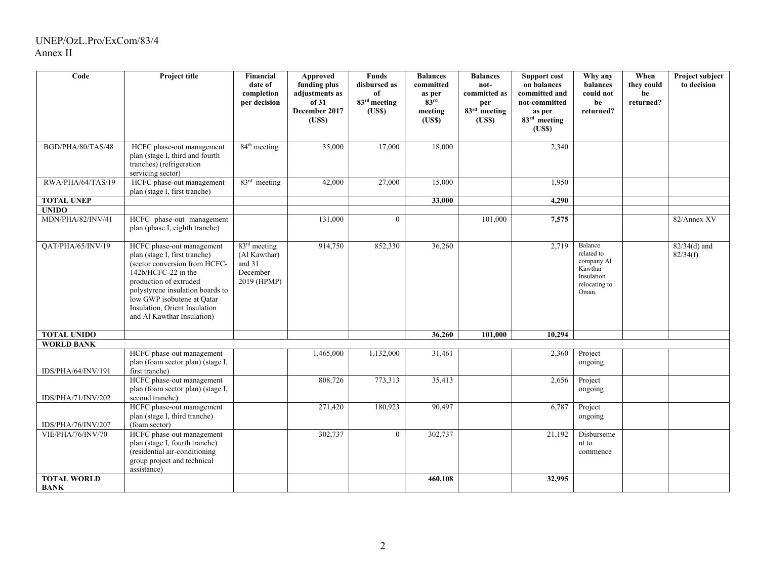| Code | Project title | Financial date of completion per decision | Approved funding plus adjustments as of 31 December 2017 (US$) | Funds disbursed as of 83rd meeting (US$) | Balances committed as per 83rd meeting (US$) | Balances not-committed as per 83rd meeting (US$) | Support cost on balances committed and not-committed as per 83rd meeting (US$) | Why any balances could not be returned? | When they could be returned? | Project subject to decision |
|---|---|---|---|---|---|---|---|---|---|---|
| BGD/PHA/80/TAS/48 | HCFC phase-out management plan (stage I, third and fourth tranches) (refrigeration servicing sector) | 84th meeting | 35,000 | 17,000 | 18,000 | | 2,340 | | | |
| RWA/PHA/64/TAS/19 | HCFC phase-out management plan (stage I, first tranche) | 83rd meeting | 42,000 | 27,000 | 15,000 | | 1,950 | | | |
| **TOTAL UNEP** | | | | | **33,000** | | **4,290** | | | |
| **UNIDO** | | | | | | | | | | |
| MDN/PHA/82/INV/41 | HCFC phase-out management plan (phase I, eighth tranche) | | 131,000 | 0 | | 101,000 | **7,575** | | | 82/Annex XV |
| QAT/PHA/65/INV/19 | HCFC phase-out management plan (stage I, first tranche) (sector conversion from HCFC-142b/HCFC-22 in the production of extruded polystyrene insulation boards to low GWP isobutene at Qatar Insulation, Orient Insulation and Al Kawthar Insulation) | 83rd meeting (Al Kawthar) and 31 December 2019 (HPMP) | 914,750 | 852,330 | 36,260 | | 2,719 | Balance related to company Al Kawthar Insulation relocating to Oman. | | 82/34(d) and 82/34(f) |
| **TOTAL UNIDO** | | | | | **36,260** | **101,000** | **10,294** | | | |
| **WORLD BANK** | | | | | | | | | | |
| IDS/PHA/64/INV/191 | HCFC phase-out management plan (foam sector plan) (stage I, first tranche) | | 1,465,000 | 1,132,000 | 31,461 | | 2,360 | Project ongoing | | |
| IDS/PHA/71/INV/202 | HCFC phase-out management plan (foam sector plan) (stage I, second tranche) | | 808,726 | 773,313 | 35,413 | | 2,656 | Project ongoing | | |
| IDS/PHA/76/INV/207 | HCFC phase-out management plan (stage I, third tranche) (foam sector) | | 271,420 | 180,923 | 90,497 | | 6,787 | Project ongoing | | |
| VIE/PHA/76/INV/70 | HCFC phase-out management plan (stage I, fourth tranche) (residential air-conditioning group project and technical assistance) | | 302,737 | 0 | 302,737 | | 21,192 | Disbursement to commence | | |
| **TOTAL WORLD BANK** | | | | | **460,108** | | **32,995** | | | |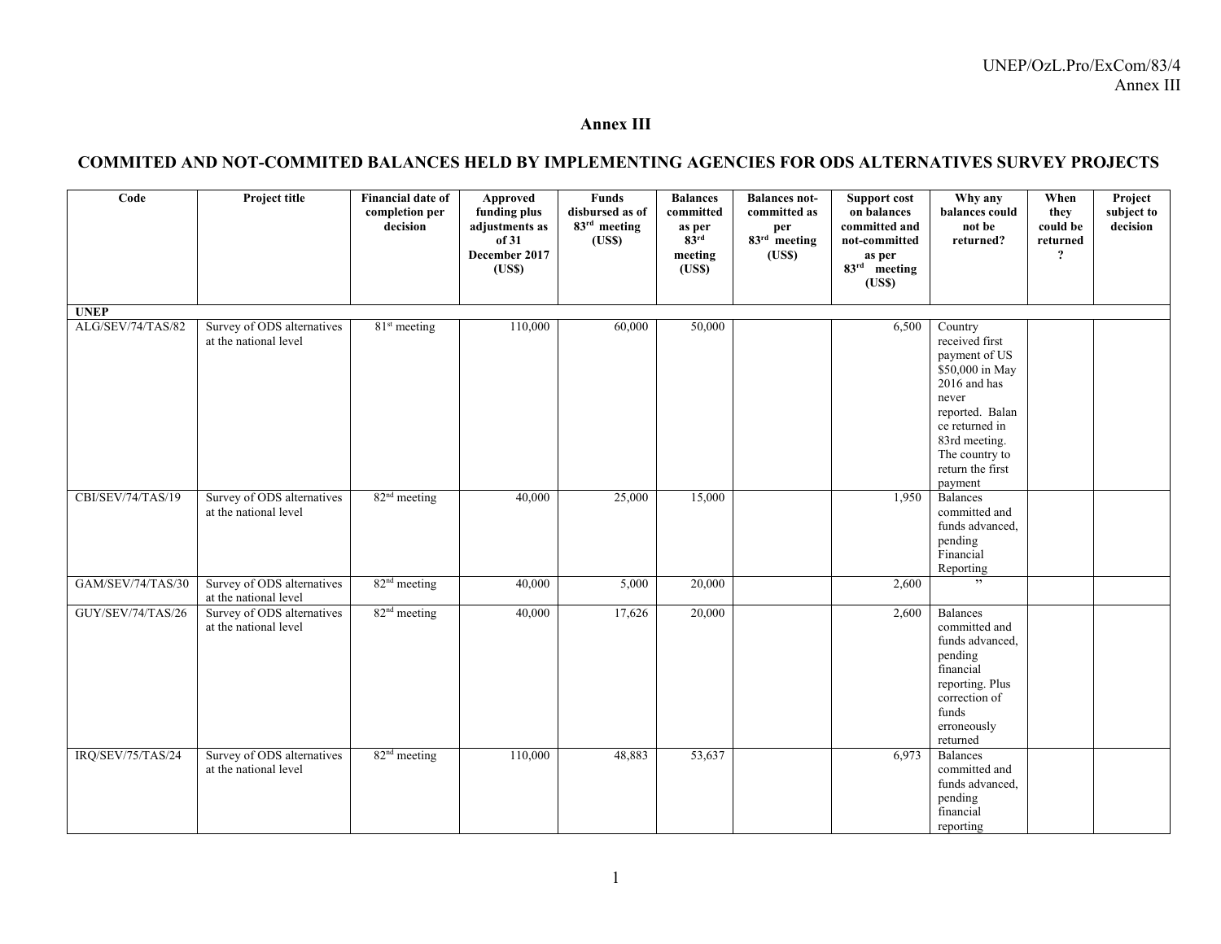# Annex III

## COMMITED AND NOT-COMMITED BALANCES HELD BY IMPLEMENTING AGENCIES FOR ODS ALTERNATIVES SURVEY PROJECTS

| Code | Project title | Financial date of completion per decision | Approved funding plus adjustments as of 31 December 2017 (US$) | Funds disbursed as of 83rd meeting (US$) | Balances committed as per 83rd meeting (US$) | Balances not-committed as per 83rd meeting (US$) | Support cost on balances committed and not-committed as per 83rd meeting (US$) | Why any balances could not be returned? | When they could be returned ? | Project subject to decision |
|---|---|---|---|---|---|---|---|---|---|---|
| **UNEP** | | | | | | | | | | |
| ALG/SEV/74/TAS/82 | Survey of ODS alternatives at the national level | 81st meeting | 110,000 | 60,000 | 50,000 | | 6,500 | Country received first payment of US $50,000 in May 2016 and has never reported. Balance returned in 83rd meeting. The country to return the first payment | | |
| CBI/SEV/74/TAS/19 | Survey of ODS alternatives at the national level | 82nd meeting | 40,000 | 25,000 | 15,000 | | 1,950 | Balances committed and funds advanced, pending Financial Reporting | | |
| GAM/SEV/74/TAS/30 | Survey of ODS alternatives at the national level | 82nd meeting | 40,000 | 5,000 | 20,000 | | 2,600 | ” | | |
| GUY/SEV/74/TAS/26 | Survey of ODS alternatives at the national level | 82nd meeting | 40,000 | 17,626 | 20,000 | | 2,600 | Balances committed and funds advanced, pending financial reporting. Plus correction of funds erroneously returned | | |
| IRQ/SEV/75/TAS/24 | Survey of ODS alternatives at the national level | 82nd meeting | 110,000 | 48,883 | 53,637 | | 6,973 | Balances committed and funds advanced, pending financial reporting | | |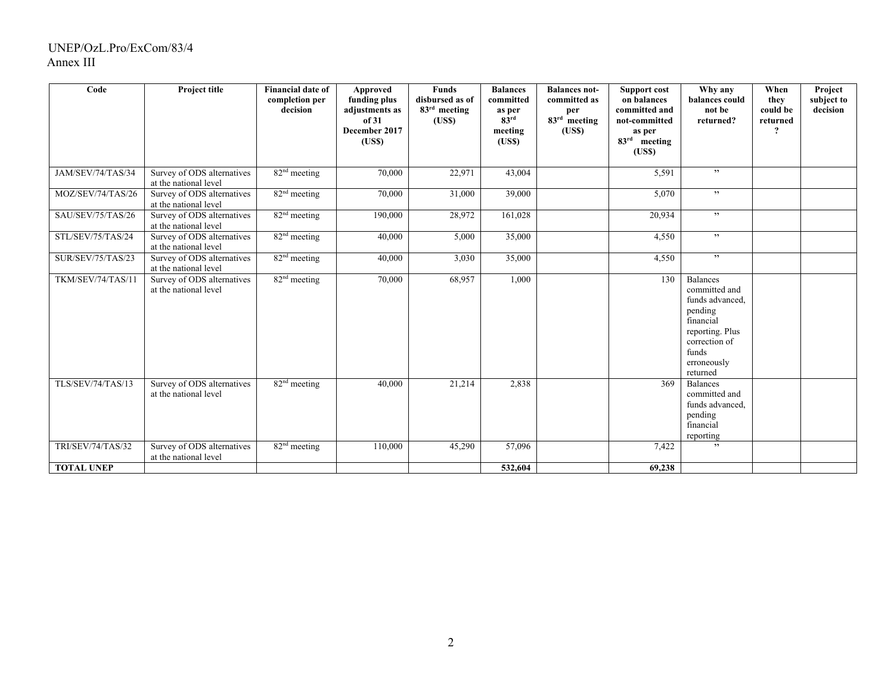| Code | Project title | Financial date of completion per decision | Approved funding plus adjustments as of 31 December 2017 (US$) | Funds disbursed as of 83rd meeting (US$) | Balances committed as per 83rd meeting (US$) | Balances not-committed as per 83rd meeting (US$) | Support cost on balances committed and not-committed as per 83rd meeting (US$) | Why any balances could not be returned? | When they could be returned? | Project subject to decision |
|---|---|---|---|---|---|---|---|---|---|---|
| JAM/SEV/74/TAS/34 | Survey of ODS alternatives at the national level | 82nd meeting | 70,000 | 22,971 | 43,004 | | 5,591 | ” | | |
| MOZ/SEV/74/TAS/26 | Survey of ODS alternatives at the national level | 82nd meeting | 70,000 | 31,000 | 39,000 | | 5,070 | ” | | |
| SAU/SEV/75/TAS/26 | Survey of ODS alternatives at the national level | 82nd meeting | 190,000 | 28,972 | 161,028 | | 20,934 | ” | | |
| STL/SEV/75/TAS/24 | Survey of ODS alternatives at the national level | 82nd meeting | 40,000 | 5,000 | 35,000 | | 4,550 | ” | | |
| SUR/SEV/75/TAS/23 | Survey of ODS alternatives at the national level | 82nd meeting | 40,000 | 3,030 | 35,000 | | 4,550 | ” | | |
| TKM/SEV/74/TAS/11 | Survey of ODS alternatives at the national level | 82nd meeting | 70,000 | 68,957 | 1,000 | | 130 | Balances committed and funds advanced, pending financial reporting. Plus correction of funds erroneously returned | | |
| TLS/SEV/74/TAS/13 | Survey of ODS alternatives at the national level | 82nd meeting | 40,000 | 21,214 | 2,838 | | 369 | Balances committed and funds advanced, pending financial reporting | | |
| TRI/SEV/74/TAS/32 | Survey of ODS alternatives at the national level | 82nd meeting | 110,000 | 45,290 | 57,096 | | 7,422 | ” | | |
| **TOTAL UNEP** | | | | | **532,604** | | **69,238** | | | |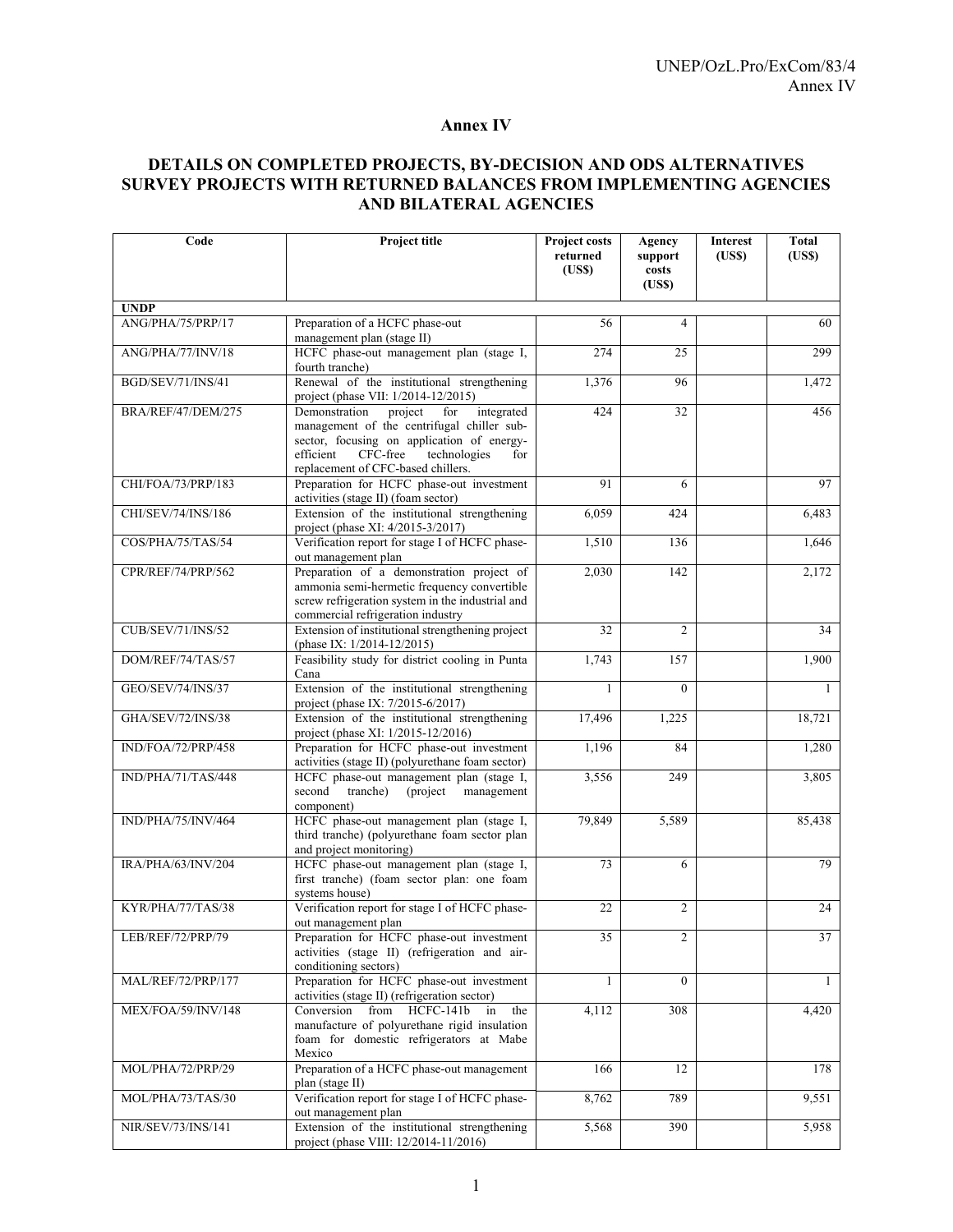# Annex IV

## DETAILS ON COMPLETED PROJECTS, BY-DECISION AND ODS ALTERNATIVES SURVEY PROJECTS WITH RETURNED BALANCES FROM IMPLEMENTING AGENCIES AND BILATERAL AGENCIES

| Code | Project title | Project costs returned (US$) | Agency support costs (US$) | Interest (US$) | Total (US$) |
|---|---|---|---|---|---|
| **UNDP** | | | | | |
| ANG/PHA/75/PRP/17 | Preparation of a HCFC phase-out management plan (stage II) | 56 | 4 | | 60 |
| ANG/PHA/77/INV/18 | HCFC phase-out management plan (stage I, fourth tranche) | 274 | 25 | | 299 |
| BGD/SEV/71/INS/41 | Renewal of the institutional strengthening project (phase VII: 1/2014-12/2015) | 1,376 | 96 | | 1,472 |
| BRA/REF/47/DEM/275 | Demonstration project for integrated management of the centrifugal chiller sub-sector, focusing on application of energy-efficient CFC-free technologies for replacement of CFC-based chillers. | 424 | 32 | | 456 |
| CHI/FOA/73/PRP/183 | Preparation for HCFC phase-out investment activities (stage II) (foam sector) | 91 | 6 | | 97 |
| CHI/SEV/74/INS/186 | Extension of the institutional strengthening project (phase XI: 4/2015-3/2017) | 6,059 | 424 | | 6,483 |
| COS/PHA/75/TAS/54 | Verification report for stage I of HCFC phase-out management plan | 1,510 | 136 | | 1,646 |
| CPR/REF/74/PRP/562 | Preparation of a demonstration project of ammonia semi-hermetic frequency convertible screw refrigeration system in the industrial and commercial refrigeration industry | 2,030 | 142 | | 2,172 |
| CUB/SEV/71/INS/52 | Extension of institutional strengthening project (phase IX: 1/2014-12/2015) | 32 | 2 | | 34 |
| DOM/REF/74/TAS/57 | Feasibility study for district cooling in Punta Cana | 1,743 | 157 | | 1,900 |
| GEO/SEV/74/INS/37 | Extension of the institutional strengthening project (phase IX: 7/2015-6/2017) | 1 | 0 | | 1 |
| GHA/SEV/72/INS/38 | Extension of the institutional strengthening project (phase XI: 1/2015-12/2016) | 17,496 | 1,225 | | 18,721 |
| IND/FOA/72/PRP/458 | Preparation for HCFC phase-out investment activities (stage II) (polyurethane foam sector) | 1,196 | 84 | | 1,280 |
| IND/PHA/71/TAS/448 | HCFC phase-out management plan (stage I, second tranche) (project management component) | 3,556 | 249 | | 3,805 |
| IND/PHA/75/INV/464 | HCFC phase-out management plan (stage I, third tranche) (polyurethane foam sector plan and project monitoring) | 79,849 | 5,589 | | 85,438 |
| IRA/PHA/63/INV/204 | HCFC phase-out management plan (stage I, first tranche) (foam sector plan: one foam systems house) | 73 | 6 | | 79 |
| KYR/PHA/77/TAS/38 | Verification report for stage I of HCFC phase-out management plan | 22 | 2 | | 24 |
| LEB/REF/72/PRP/79 | Preparation for HCFC phase-out investment activities (stage II) (refrigeration and air-conditioning sectors) | 35 | 2 | | 37 |
| MAL/REF/72/PRP/177 | Preparation for HCFC phase-out investment activities (stage II) (refrigeration sector) | 1 | 0 | | 1 |
| MEX/FOA/59/INV/148 | Conversion from HCFC-141b in the manufacture of polyurethane rigid insulation foam for domestic refrigerators at Mabe Mexico | 4,112 | 308 | | 4,420 |
| MOL/PHA/72/PRP/29 | Preparation of a HCFC phase-out management plan (stage II) | 166 | 12 | | 178 |
| MOL/PHA/73/TAS/30 | Verification report for stage I of HCFC phase-out management plan | 8,762 | 789 | | 9,551 |
| NIR/SEV/73/INS/141 | Extension of the institutional strengthening project (phase VIII: 12/2014-11/2016) | 5,568 | 390 | | 5,958 |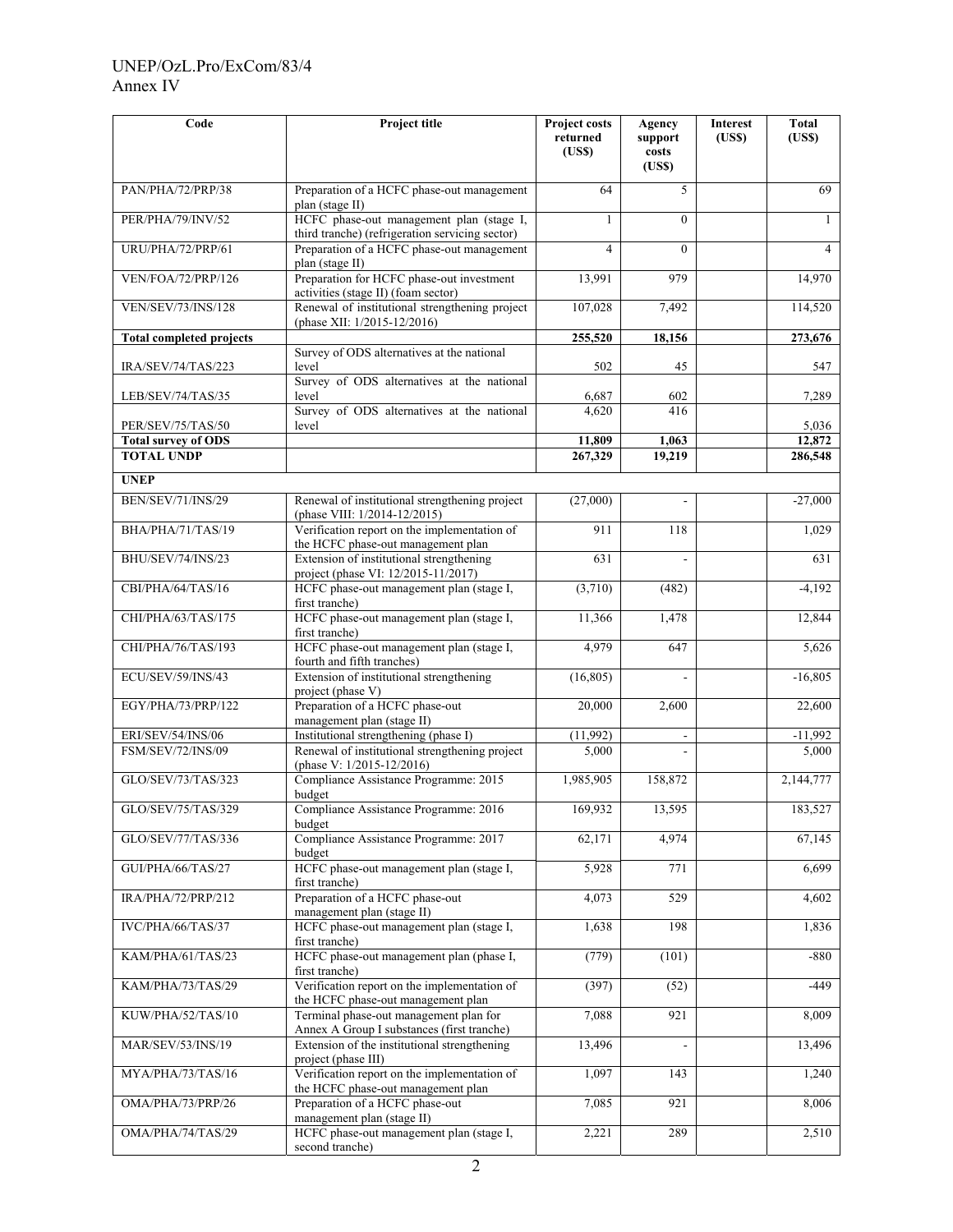| Code | Project title | Project costs returned (US$) | Agency support costs (US$) | Interest (US$) | Total (US$) |
|---|---|---|---|---|---|
| PAN/PHA/72/PRP/38 | Preparation of a HCFC phase-out management plan (stage II) | 64 | 5 | | 69 |
| PER/PHA/79/INV/52 | HCFC phase-out management plan (stage I, third tranche) (refrigeration servicing sector) | 1 | 0 | | 1 |
| URU/PHA/72/PRP/61 | Preparation of a HCFC phase-out management plan (stage II) | 4 | 0 | | 4 |
| VEN/FOA/72/PRP/126 | Preparation for HCFC phase-out investment activities (stage II) (foam sector) | 13,991 | 979 | | 14,970 |
| VEN/SEV/73/INS/128 | Renewal of institutional strengthening project (phase XII: 1/2015-12/2016) | 107,028 | 7,492 | | 114,520 |
| **Total completed projects** | | **255,520** | **18,156** | | **273,676** |
| IRA/SEV/74/TAS/223 | Survey of ODS alternatives at the national level | 502 | 45 | | 547 |
| LEB/SEV/74/TAS/35 | Survey of ODS alternatives at the national level | 6,687 | 602 | | 7,289 |
| PER/SEV/75/TAS/50 | Survey of ODS alternatives at the national level | 4,620 | 416 | | 5,036 |
| **Total survey of ODS** | | **11,809** | **1,063** | | **12,872** |
| **TOTAL UNDP** | | **267,329** | **19,219** | | **286,548** |
| **UNEP** | | | | | |
| BEN/SEV/71/INS/29 | Renewal of institutional strengthening project (phase VIII: 1/2014-12/2015) | (27,000) | - | | -27,000 |
| BHA/PHA/71/TAS/19 | Verification report on the implementation of the HCFC phase-out management plan | 911 | 118 | | 1,029 |
| BHU/SEV/74/INS/23 | Extension of institutional strengthening project (phase VI: 12/2015-11/2017) | 631 | - | | 631 |
| CBI/PHA/64/TAS/16 | HCFC phase-out management plan (stage I, first tranche) | (3,710) | (482) | | -4,192 |
| CHI/PHA/63/TAS/175 | HCFC phase-out management plan (stage I, first tranche) | 11,366 | 1,478 | | 12,844 |
| CHI/PHA/76/TAS/193 | HCFC phase-out management plan (stage I, fourth and fifth tranches) | 4,979 | 647 | | 5,626 |
| ECU/SEV/59/INS/43 | Extension of institutional strengthening project (phase V) | (16,805) | - | | -16,805 |
| EGY/PHA/73/PRP/122 | Preparation of a HCFC phase-out management plan (stage II) | 20,000 | 2,600 | | 22,600 |
| ERI/SEV/54/INS/06 | Institutional strengthening (phase I) | (11,992) | - | | -11,992 |
| FSM/SEV/72/INS/09 | Renewal of institutional strengthening project (phase V: 1/2015-12/2016) | 5,000 | - | | 5,000 |
| GLO/SEV/73/TAS/323 | Compliance Assistance Programme: 2015 budget | 1,985,905 | 158,872 | | 2,144,777 |
| GLO/SEV/75/TAS/329 | Compliance Assistance Programme: 2016 budget | 169,932 | 13,595 | | 183,527 |
| GLO/SEV/77/TAS/336 | Compliance Assistance Programme: 2017 budget | 62,171 | 4,974 | | 67,145 |
| GUI/PHA/66/TAS/27 | HCFC phase-out management plan (stage I, first tranche) | 5,928 | 771 | | 6,699 |
| IRA/PHA/72/PRP/212 | Preparation of a HCFC phase-out management plan (stage II) | 4,073 | 529 | | 4,602 |
| IVC/PHA/66/TAS/37 | HCFC phase-out management plan (stage I, first tranche) | 1,638 | 198 | | 1,836 |
| KAM/PHA/61/TAS/23 | HCFC phase-out management plan (phase I, first tranche) | (779) | (101) | | -880 |
| KAM/PHA/73/TAS/29 | Verification report on the implementation of the HCFC phase-out management plan | (397) | (52) | | -449 |
| KUW/PHA/52/TAS/10 | Terminal phase-out management plan for Annex A Group I substances (first tranche) | 7,088 | 921 | | 8,009 |
| MAR/SEV/53/INS/19 | Extension of the institutional strengthening project (phase III) | 13,496 | - | | 13,496 |
| MYA/PHA/73/TAS/16 | Verification report on the implementation of the HCFC phase-out management plan | 1,097 | 143 | | 1,240 |
| OMA/PHA/73/PRP/26 | Preparation of a HCFC phase-out management plan (stage II) | 7,085 | 921 | | 8,006 |
| OMA/PHA/74/TAS/29 | HCFC phase-out management plan (stage I, second tranche) | 2,221 | 289 | | 2,510 |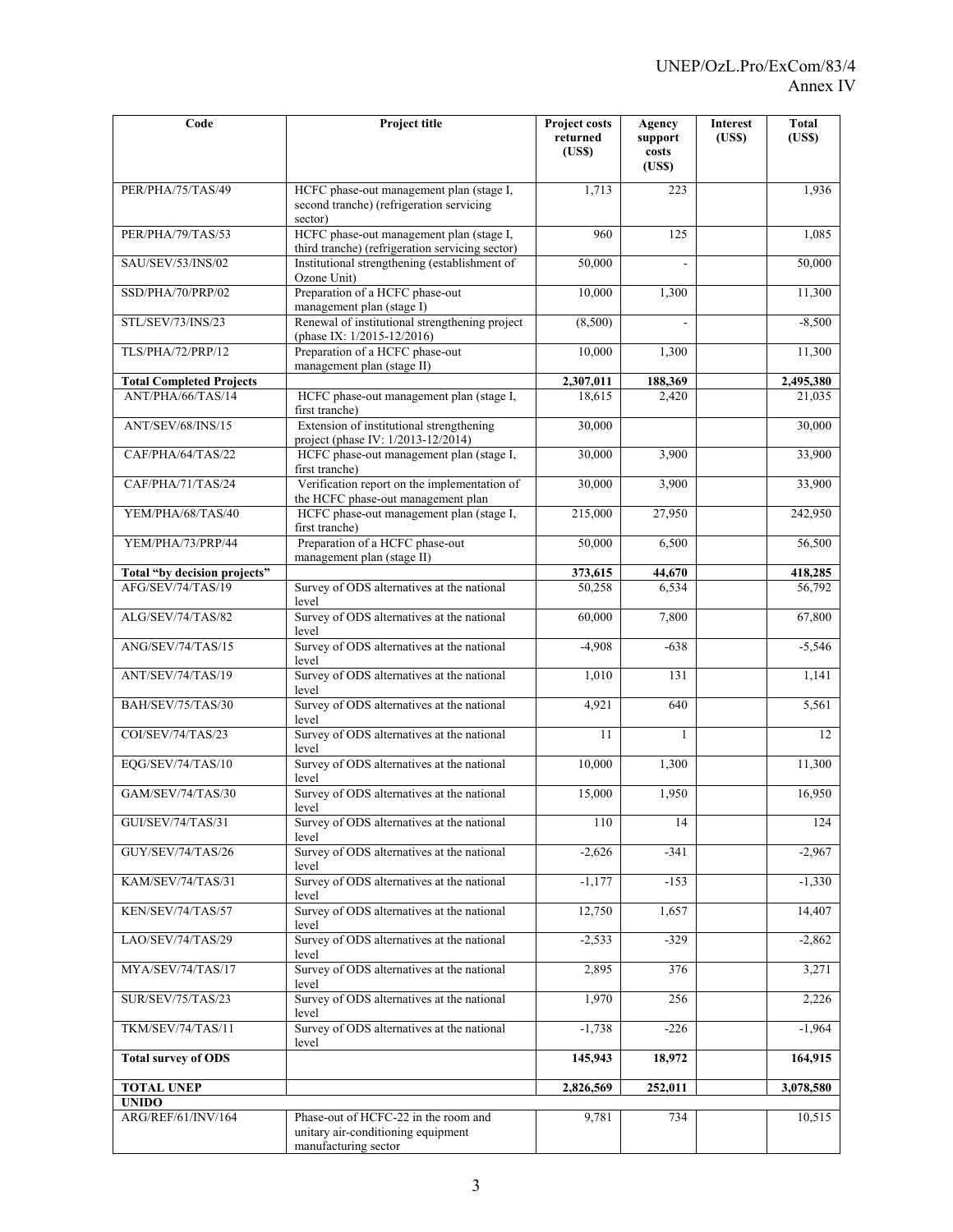| Code | Project title | Project costs returned (US$) | Agency support costs (US$) | Interest (US$) | Total (US$) |
|---|---|---|---|---|---|
| PER/PHA/75/TAS/49 | HCFC phase-out management plan (stage I, second tranche) (refrigeration servicing sector) | 1,713 | 223 | | 1,936 |
| PER/PHA/79/TAS/53 | HCFC phase-out management plan (stage I, third tranche) (refrigeration servicing sector) | 960 | 125 | | 1,085 |
| SAU/SEV/53/INS/02 | Institutional strengthening (establishment of Ozone Unit) | 50,000 | - | | 50,000 |
| SSD/PHA/70/PRP/02 | Preparation of a HCFC phase-out management plan (stage I) | 10,000 | 1,300 | | 11,300 |
| STL/SEV/73/INS/23 | Renewal of institutional strengthening project (phase IX: 1/2015-12/2016) | (8,500) | - | | -8,500 |
| TLS/PHA/72/PRP/12 | Preparation of a HCFC phase-out management plan (stage II) | 10,000 | 1,300 | | 11,300 |
| **Total Completed Projects** | | **2,307,011** | **188,369** | | **2,495,380** |
| ANT/PHA/66/TAS/14 | HCFC phase-out management plan (stage I, first tranche) | 18,615 | 2,420 | | 21,035 |
| ANT/SEV/68/INS/15 | Extension of institutional strengthening project (phase IV: 1/2013-12/2014) | 30,000 | | | 30,000 |
| CAF/PHA/64/TAS/22 | HCFC phase-out management plan (stage I, first tranche) | 30,000 | 3,900 | | 33,900 |
| CAF/PHA/71/TAS/24 | Verification report on the implementation of the HCFC phase-out management plan | 30,000 | 3,900 | | 33,900 |
| YEM/PHA/68/TAS/40 | HCFC phase-out management plan (stage I, first tranche) | 215,000 | 27,950 | | 242,950 |
| YEM/PHA/73/PRP/44 | Preparation of a HCFC phase-out management plan (stage II) | 50,000 | 6,500 | | 56,500 |
| **Total "by decision projects"** | | **373,615** | **44,670** | | **418,285** |
| AFG/SEV/74/TAS/19 | Survey of ODS alternatives at the national level | 50,258 | 6,534 | | 56,792 |
| ALG/SEV/74/TAS/82 | Survey of ODS alternatives at the national level | 60,000 | 7,800 | | 67,800 |
| ANG/SEV/74/TAS/15 | Survey of ODS alternatives at the national level | -4,908 | -638 | | -5,546 |
| ANT/SEV/74/TAS/19 | Survey of ODS alternatives at the national level | 1,010 | 131 | | 1,141 |
| BAH/SEV/75/TAS/30 | Survey of ODS alternatives at the national level | 4,921 | 640 | | 5,561 |
| COI/SEV/74/TAS/23 | Survey of ODS alternatives at the national level | 11 | 1 | | 12 |
| EQG/SEV/74/TAS/10 | Survey of ODS alternatives at the national level | 10,000 | 1,300 | | 11,300 |
| GAM/SEV/74/TAS/30 | Survey of ODS alternatives at the national level | 15,000 | 1,950 | | 16,950 |
| GUI/SEV/74/TAS/31 | Survey of ODS alternatives at the national level | 110 | 14 | | 124 |
| GUY/SEV/74/TAS/26 | Survey of ODS alternatives at the national level | -2,626 | -341 | | -2,967 |
| KAM/SEV/74/TAS/31 | Survey of ODS alternatives at the national level | -1,177 | -153 | | -1,330 |
| KEN/SEV/74/TAS/57 | Survey of ODS alternatives at the national level | 12,750 | 1,657 | | 14,407 |
| LAO/SEV/74/TAS/29 | Survey of ODS alternatives at the national level | -2,533 | -329 | | -2,862 |
| MYA/SEV/74/TAS/17 | Survey of ODS alternatives at the national level | 2,895 | 376 | | 3,271 |
| SUR/SEV/75/TAS/23 | Survey of ODS alternatives at the national level | 1,970 | 256 | | 2,226 |
| TKM/SEV/74/TAS/11 | Survey of ODS alternatives at the national level | -1,738 | -226 | | -1,964 |
| **Total survey of ODS** | | **145,943** | **18,972** | | **164,915** |
| **TOTAL UNEP** | | **2,826,569** | **252,011** | | **3,078,580** |
| **UNIDO** | | | | | |
| ARG/REF/61/INV/164 | Phase-out of HCFC-22 in the room and unitary air-conditioning equipment manufacturing sector | 9,781 | 734 | | 10,515 |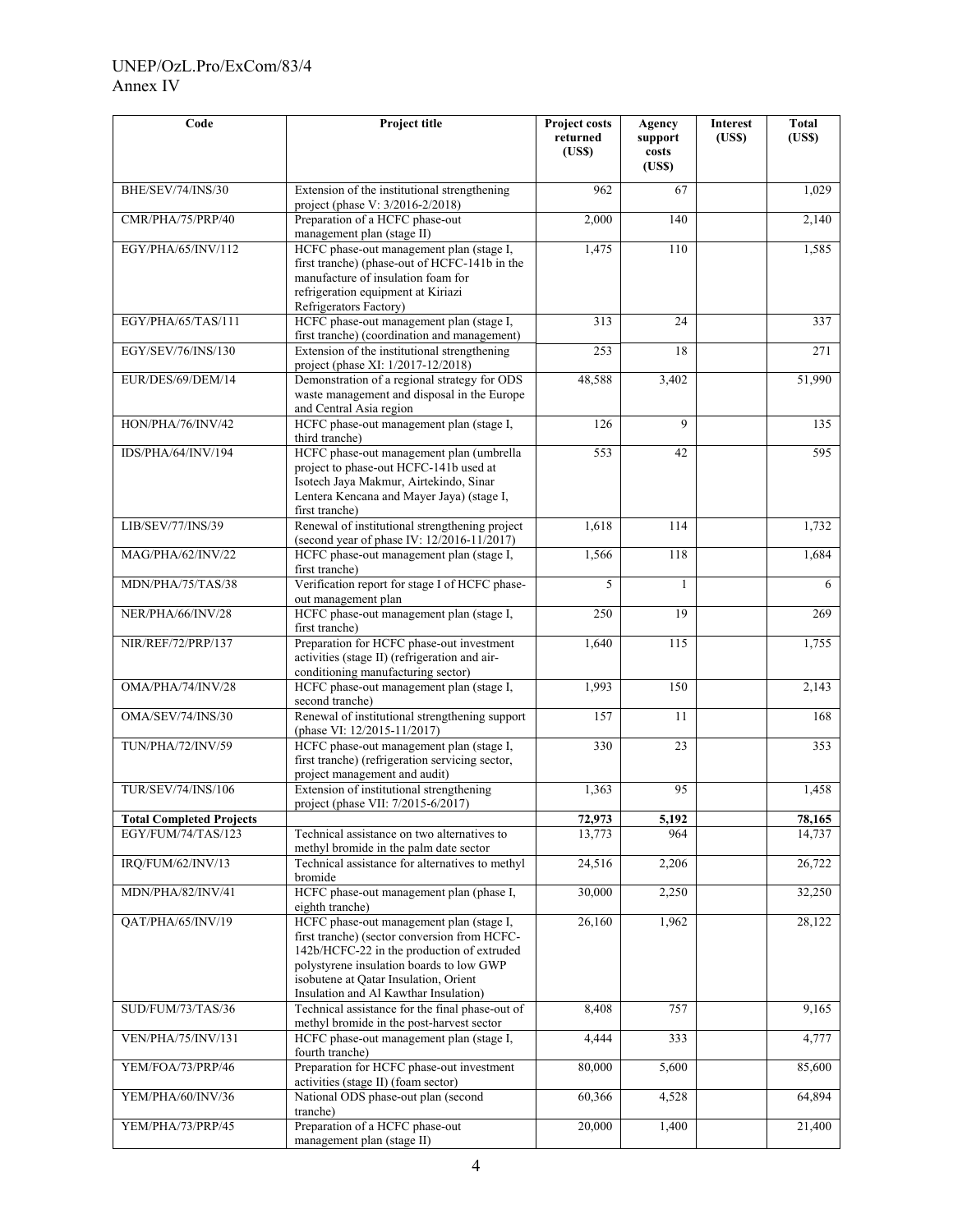| Code | Project title | Project costs returned (US$) | Agency support costs (US$) | Interest (US$) | Total (US$) |
|---|---|---|---|---|---|
| BHE/SEV/74/INS/30 | Extension of the institutional strengthening project (phase V: 3/2016-2/2018) | 962 | 67 | | 1,029 |
| CMR/PHA/75/PRP/40 | Preparation of a HCFC phase-out management plan (stage II) | 2,000 | 140 | | 2,140 |
| EGY/PHA/65/INV/112 | HCFC phase-out management plan (stage I, first tranche) (phase-out of HCFC-141b in the manufacture of insulation foam for refrigeration equipment at Kiriazi Refrigerators Factory) | 1,475 | 110 | | 1,585 |
| EGY/PHA/65/TAS/111 | HCFC phase-out management plan (stage I, first tranche) (coordination and management) | 313 | 24 | | 337 |
| EGY/SEV/76/INS/130 | Extension of the institutional strengthening project (phase XI: 1/2017-12/2018) | 253 | 18 | | 271 |
| EUR/DES/69/DEM/14 | Demonstration of a regional strategy for ODS waste management and disposal in the Europe and Central Asia region | 48,588 | 3,402 | | 51,990 |
| HON/PHA/76/INV/42 | HCFC phase-out management plan (stage I, third tranche) | 126 | 9 | | 135 |
| IDS/PHA/64/INV/194 | HCFC phase-out management plan (umbrella project to phase-out HCFC-141b used at Isotech Jaya Makmur, Airtekindo, Sinar Lentera Kencana and Mayer Jaya) (stage I, first tranche) | 553 | 42 | | 595 |
| LIB/SEV/77/INS/39 | Renewal of institutional strengthening project (second year of phase IV: 12/2016-11/2017) | 1,618 | 114 | | 1,732 |
| MAG/PHA/62/INV/22 | HCFC phase-out management plan (stage I, first tranche) | 1,566 | 118 | | 1,684 |
| MDN/PHA/75/TAS/38 | Verification report for stage I of HCFC phase-out management plan | 5 | 1 | | 6 |
| NER/PHA/66/INV/28 | HCFC phase-out management plan (stage I, first tranche) | 250 | 19 | | 269 |
| NIR/REF/72/PRP/137 | Preparation for HCFC phase-out investment activities (stage II) (refrigeration and air-conditioning manufacturing sector) | 1,640 | 115 | | 1,755 |
| OMA/PHA/74/INV/28 | HCFC phase-out management plan (stage I, second tranche) | 1,993 | 150 | | 2,143 |
| OMA/SEV/74/INS/30 | Renewal of institutional strengthening support (phase VI: 12/2015-11/2017) | 157 | 11 | | 168 |
| TUN/PHA/72/INV/59 | HCFC phase-out management plan (stage I, first tranche) (refrigeration servicing sector, project management and audit) | 330 | 23 | | 353 |
| TUR/SEV/74/INS/106 | Extension of institutional strengthening project (phase VII: 7/2015-6/2017) | 1,363 | 95 | | 1,458 |
| **Total Completed Projects** | | **72,973** | **5,192** | | **78,165** |
| EGY/FUM/74/TAS/123 | Technical assistance on two alternatives to methyl bromide in the palm date sector | 13,773 | 964 | | 14,737 |
| IRQ/FUM/62/INV/13 | Technical assistance for alternatives to methyl bromide | 24,516 | 2,206 | | 26,722 |
| MDN/PHA/82/INV/41 | HCFC phase-out management plan (phase I, eighth tranche) | 30,000 | 2,250 | | 32,250 |
| QAT/PHA/65/INV/19 | HCFC phase-out management plan (stage I, first tranche) (sector conversion from HCFC-142b/HCFC-22 in the production of extruded polystyrene insulation boards to low GWP isobutene at Qatar Insulation, Orient Insulation and Al Kawthar Insulation) | 26,160 | 1,962 | | 28,122 |
| SUD/FUM/73/TAS/36 | Technical assistance for the final phase-out of methyl bromide in the post-harvest sector | 8,408 | 757 | | 9,165 |
| VEN/PHA/75/INV/131 | HCFC phase-out management plan (stage I, fourth tranche) | 4,444 | 333 | | 4,777 |
| YEM/FOA/73/PRP/46 | Preparation for HCFC phase-out investment activities (stage II) (foam sector) | 80,000 | 5,600 | | 85,600 |
| YEM/PHA/60/INV/36 | National ODS phase-out plan (second tranche) | 60,366 | 4,528 | | 64,894 |
| YEM/PHA/73/PRP/45 | Preparation of a HCFC phase-out management plan (stage II) | 20,000 | 1,400 | | 21,400 |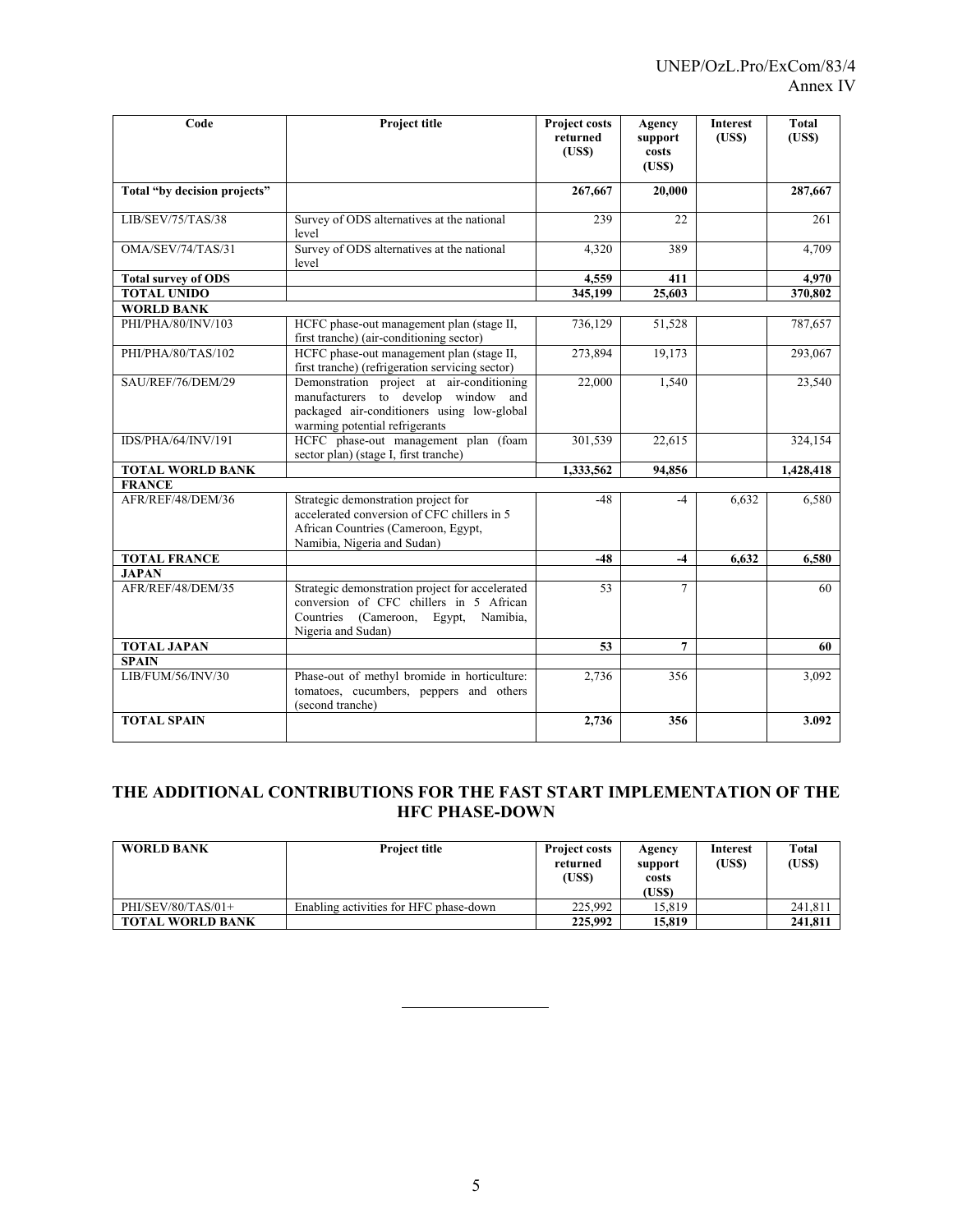| Code | Project title | Project costs returned (US$) | Agency support costs (US$) | Interest (US$) | Total (US$) |
|---|---|---|---|---|---|
| **Total "by decision projects"** | | **267,667** | **20,000** | | **287,667** |
| LIB/SEV/75/TAS/38 | Survey of ODS alternatives at the national level | 239 | 22 | | 261 |
| OMA/SEV/74/TAS/31 | Survey of ODS alternatives at the national level | 4,320 | 389 | | 4,709 |
| **Total survey of ODS** | | **4,559** | **411** | | **4,970** |
| **TOTAL UNIDO** | | **345,199** | **25,603** | | **370,802** |
| **WORLD BANK** | | | | | |
| PHI/PHA/80/INV/103 | HCFC phase-out management plan (stage II, first tranche) (air-conditioning sector) | 736,129 | 51,528 | | 787,657 |
| PHI/PHA/80/TAS/102 | HCFC phase-out management plan (stage II, first tranche) (refrigeration servicing sector) | 273,894 | 19,173 | | 293,067 |
| SAU/REF/76/DEM/29 | Demonstration project at air-conditioning manufacturers to develop window and packaged air-conditioners using low-global warming potential refrigerants | 22,000 | 1,540 | | 23,540 |
| IDS/PHA/64/INV/191 | HCFC phase-out management plan (foam sector plan) (stage I, first tranche) | 301,539 | 22,615 | | 324,154 |
| **TOTAL WORLD BANK** | | **1,333,562** | **94,856** | | **1,428,418** |
| **FRANCE** | | | | | |
| AFR/REF/48/DEM/36 | Strategic demonstration project for accelerated conversion of CFC chillers in 5 African Countries (Cameroon, Egypt, Namibia, Nigeria and Sudan) | -48 | -4 | 6,632 | 6,580 |
| **TOTAL FRANCE** | | **-48** | **-4** | **6,632** | **6,580** |
| **JAPAN** | | | | | |
| AFR/REF/48/DEM/35 | Strategic demonstration project for accelerated conversion of CFC chillers in 5 African Countries (Cameroon, Egypt, Namibia, Nigeria and Sudan) | 53 | 7 | | 60 |
| **TOTAL JAPAN** | | **53** | **7** | | **60** |
| **SPAIN** | | | | | |
| LIB/FUM/56/INV/30 | Phase-out of methyl bromide in horticulture: tomatoes, cucumbers, peppers and others (second tranche) | 2,736 | 356 | | 3,092 |
| **TOTAL SPAIN** | | **2,736** | **356** | | **3.092** |

## THE ADDITIONAL CONTRIBUTIONS FOR THE FAST START IMPLEMENTATION OF THE HFC PHASE-DOWN

| WORLD BANK | Project title | Project costs returned (US$) | Agency support costs (US$) | Interest (US$) | Total (US$) |
|---|---|---|---|---|---|
| PHI/SEV/80/TAS/01+ | Enabling activities for HFC phase-down | 225,992 | 15,819 | | 241,811 |
| **TOTAL WORLD BANK** | | **225,992** | **15,819** | | **241,811** |